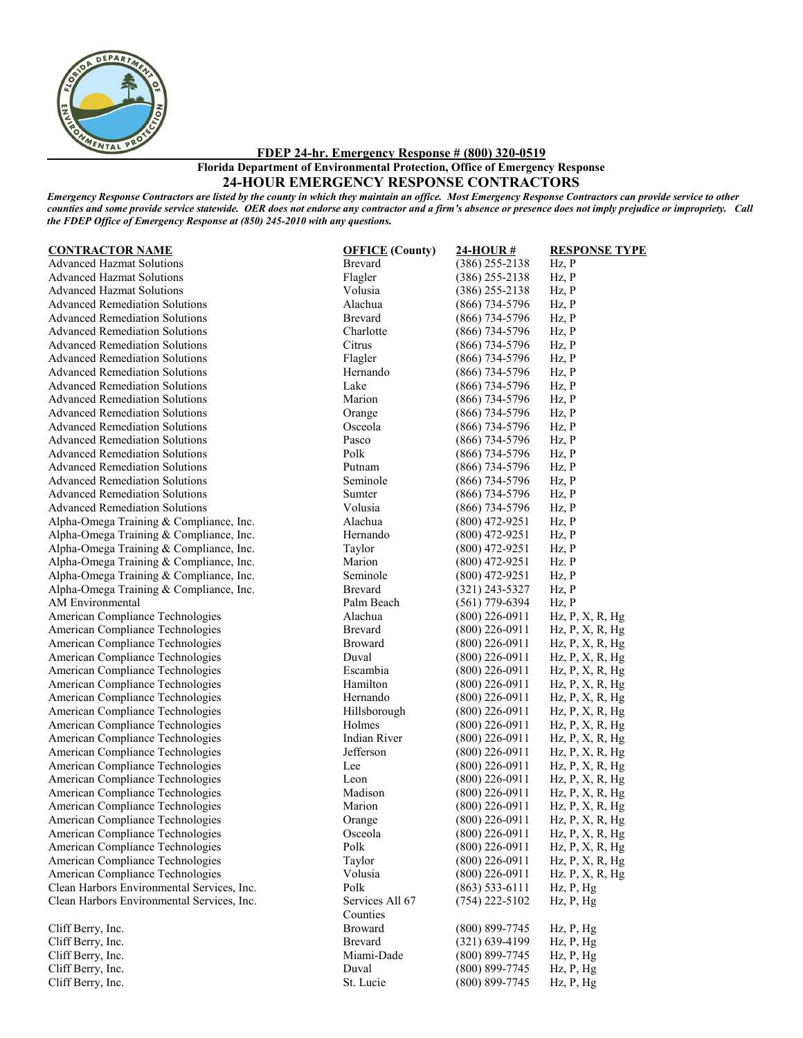**FDEP 24-hr. Emergency Response # (800) 320-0519**

**Florida Department of Environmental Protection, Office of Emergency Response**

## 24-HOUR EMERGENCY RESPONSE CONTRACTORS

***Emergency Response Contractors are listed by the county in which they maintain an office. Most Emergency Response Contractors can provide service to other counties and some provide service statewide. OER does not endorse any contractor and a firm's absence or presence does not imply prejudice or impropriety. Call the FDEP Office of Emergency Response at (850) 245-2010 with any questions.***

| CONTRACTOR NAME | OFFICE (County) | 24-HOUR # | RESPONSE TYPE |
|---|---|---|---|
| Advanced Hazmat Solutions | Brevard | (386) 255-2138 | Hz, P |
| Advanced Hazmat Solutions | Flagler | (386) 255-2138 | Hz, P |
| Advanced Hazmat Solutions | Volusia | (386) 255-2138 | Hz, P |
| Advanced Remediation Solutions | Alachua | (866) 734-5796 | Hz, P |
| Advanced Remediation Solutions | Brevard | (866) 734-5796 | Hz, P |
| Advanced Remediation Solutions | Charlotte | (866) 734-5796 | Hz, P |
| Advanced Remediation Solutions | Citrus | (866) 734-5796 | Hz, P |
| Advanced Remediation Solutions | Flagler | (866) 734-5796 | Hz, P |
| Advanced Remediation Solutions | Hernando | (866) 734-5796 | Hz, P |
| Advanced Remediation Solutions | Lake | (866) 734-5796 | Hz, P |
| Advanced Remediation Solutions | Marion | (866) 734-5796 | Hz, P |
| Advanced Remediation Solutions | Orange | (866) 734-5796 | Hz, P |
| Advanced Remediation Solutions | Osceola | (866) 734-5796 | Hz, P |
| Advanced Remediation Solutions | Pasco | (866) 734-5796 | Hz, P |
| Advanced Remediation Solutions | Polk | (866) 734-5796 | Hz, P |
| Advanced Remediation Solutions | Putnam | (866) 734-5796 | Hz, P |
| Advanced Remediation Solutions | Seminole | (866) 734-5796 | Hz, P |
| Advanced Remediation Solutions | Sumter | (866) 734-5796 | Hz, P |
| Advanced Remediation Solutions | Volusia | (866) 734-5796 | Hz, P |
| Alpha-Omega Training & Compliance, Inc. | Alachua | (800) 472-9251 | Hz, P |
| Alpha-Omega Training & Compliance, Inc. | Hernando | (800) 472-9251 | Hz, P |
| Alpha-Omega Training & Compliance, Inc. | Taylor | (800) 472-9251 | Hz, P |
| Alpha-Omega Training & Compliance, Inc. | Marion | (800) 472-9251 | Hz. P |
| Alpha-Omega Training & Compliance, Inc. | Seminole | (800) 472-9251 | Hz, P |
| Alpha-Omega Training & Compliance, Inc. | Brevard | (321) 243-5327 | Hz, P |
| AM Environmental | Palm Beach | (561) 779-6394 | Hz, P |
| American Compliance Technologies | Alachua | (800) 226-0911 | Hz, P, X, R, Hg |
| American Compliance Technologies | Brevard | (800) 226-0911 | Hz, P, X, R, Hg |
| American Compliance Technologies | Broward | (800) 226-0911 | Hz, P, X, R, Hg |
| American Compliance Technologies | Duval | (800) 226-0911 | Hz, P, X, R, Hg |
| American Compliance Technologies | Escambia | (800) 226-0911 | Hz, P, X, R, Hg |
| American Compliance Technologies | Hamilton | (800) 226-0911 | Hz, P, X, R, Hg |
| American Compliance Technologies | Hernando | (800) 226-0911 | Hz, P, X, R, Hg |
| American Compliance Technologies | Hillsborough | (800) 226-0911 | Hz, P, X, R, Hg |
| American Compliance Technologies | Holmes | (800) 226-0911 | Hz, P, X, R, Hg |
| American Compliance Technologies | Indian River | (800) 226-0911 | Hz, P, X, R, Hg |
| American Compliance Technologies | Jefferson | (800) 226-0911 | Hz, P, X, R, Hg |
| American Compliance Technologies | Lee | (800) 226-0911 | Hz, P, X, R, Hg |
| American Compliance Technologies | Leon | (800) 226-0911 | Hz, P, X, R, Hg |
| American Compliance Technologies | Madison | (800) 226-0911 | Hz, P, X, R, Hg |
| American Compliance Technologies | Marion | (800) 226-0911 | Hz, P, X, R, Hg |
| American Compliance Technologies | Orange | (800) 226-0911 | Hz, P, X, R, Hg |
| American Compliance Technologies | Osceola | (800) 226-0911 | Hz, P, X, R, Hg |
| American Compliance Technologies | Polk | (800) 226-0911 | Hz, P, X, R, Hg |
| American Compliance Technologies | Taylor | (800) 226-0911 | Hz, P, X, R, Hg |
| American Compliance Technologies | Volusia | (800) 226-0911 | Hz. P, X, R, Hg |
| Clean Harbors Environmental Services, Inc. | Polk | (863) 533-6111 | Hz, P, Hg |
| Clean Harbors Environmental Services, Inc. | Services All 67 Counties | (754) 222-5102 | Hz, P, Hg |
| Cliff Berry, Inc. | Broward | (800) 899-7745 | Hz, P, Hg |
| Cliff Berry, Inc. | Brevard | (321) 639-4199 | Hz, P, Hg |
| Cliff Berry, Inc. | Miami-Dade | (800) 899-7745 | Hz, P, Hg |
| Cliff Berry, Inc. | Duval | (800) 899-7745 | Hz, P, Hg |
| Cliff Berry, Inc. | St. Lucie | (800) 899-7745 | Hz, P, Hg |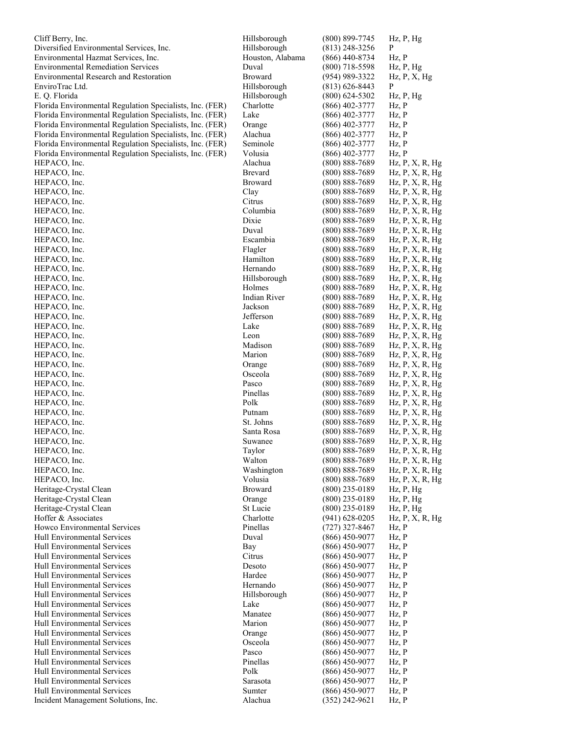| | | | |
|---|---|---|---|
| Cliff Berry, Inc. | Hillsborough | (800) 899-7745 | Hz, P, Hg |
| Diversified Environmental Services, Inc. | Hillsborough | (813) 248-3256 | P |
| Environmental Hazmat Services, Inc. | Houston, Alabama | (866) 440-8734 | Hz, P |
| Environmental Remediation Services | Duval | (800) 718-5598 | Hz, P, Hg |
| Environmental Research and Restoration | Broward | (954) 989-3322 | Hz, P, X, Hg |
| EnviroTrac Ltd. | Hillsborough | (813) 626-8443 | P |
| E. Q. Florida | Hillsborough | (800) 624-5302 | Hz, P, Hg |
| Florida Environmental Regulation Specialists, Inc. (FER) | Charlotte | (866) 402-3777 | Hz, P |
| Florida Environmental Regulation Specialists, Inc. (FER) | Lake | (866) 402-3777 | Hz, P |
| Florida Environmental Regulation Specialists, Inc. (FER) | Orange | (866) 402-3777 | Hz, P |
| Florida Environmental Regulation Specialists, Inc. (FER) | Alachua | (866) 402-3777 | Hz, P |
| Florida Environmental Regulation Specialists, Inc. (FER) | Seminole | (866) 402-3777 | Hz, P |
| Florida Environmental Regulation Specialists, Inc. (FER) | Volusia | (866) 402-3777 | Hz, P |
| HEPACO, Inc. | Alachua | (800) 888-7689 | Hz, P, X, R, Hg |
| HEPACO, Inc. | Brevard | (800) 888-7689 | Hz, P, X, R, Hg |
| HEPACO, Inc. | Broward | (800) 888-7689 | Hz, P, X, R, Hg |
| HEPACO, Inc. | Clay | (800) 888-7689 | Hz, P, X, R, Hg |
| HEPACO, Inc. | Citrus | (800) 888-7689 | Hz, P, X, R, Hg |
| HEPACO, Inc. | Columbia | (800) 888-7689 | Hz, P, X, R, Hg |
| HEPACO, Inc. | Dixie | (800) 888-7689 | Hz, P, X, R, Hg |
| HEPACO, Inc. | Duval | (800) 888-7689 | Hz, P, X, R, Hg |
| HEPACO, Inc. | Escambia | (800) 888-7689 | Hz, P, X, R, Hg |
| HEPACO, Inc. | Flagler | (800) 888-7689 | Hz, P, X, R, Hg |
| HEPACO, Inc. | Hamilton | (800) 888-7689 | Hz, P, X, R, Hg |
| HEPACO, Inc. | Hernando | (800) 888-7689 | Hz, P, X, R, Hg |
| HEPACO, Inc. | Hillsborough | (800) 888-7689 | Hz, P, X, R, Hg |
| HEPACO, Inc. | Holmes | (800) 888-7689 | Hz, P, X, R, Hg |
| HEPACO, Inc. | Indian River | (800) 888-7689 | Hz, P, X, R, Hg |
| HEPACO, Inc. | Jackson | (800) 888-7689 | Hz, P, X, R, Hg |
| HEPACO, Inc. | Jefferson | (800) 888-7689 | Hz, P, X, R, Hg |
| HEPACO, Inc. | Lake | (800) 888-7689 | Hz, P, X, R, Hg |
| HEPACO, Inc. | Leon | (800) 888-7689 | Hz, P, X, R, Hg |
| HEPACO, Inc. | Madison | (800) 888-7689 | Hz, P, X, R, Hg |
| HEPACO, Inc. | Marion | (800) 888-7689 | Hz, P, X, R, Hg |
| HEPACO, Inc. | Orange | (800) 888-7689 | Hz, P, X, R, Hg |
| HEPACO, Inc. | Osceola | (800) 888-7689 | Hz, P, X, R, Hg |
| HEPACO, Inc. | Pasco | (800) 888-7689 | Hz, P, X, R, Hg |
| HEPACO, Inc. | Pinellas | (800) 888-7689 | Hz, P, X, R, Hg |
| HEPACO, Inc. | Polk | (800) 888-7689 | Hz, P, X, R, Hg |
| HEPACO, Inc. | Putnam | (800) 888-7689 | Hz, P, X, R, Hg |
| HEPACO, Inc. | St. Johns | (800) 888-7689 | Hz, P, X, R, Hg |
| HEPACO, Inc. | Santa Rosa | (800) 888-7689 | Hz, P, X, R, Hg |
| HEPACO, Inc. | Suwanee | (800) 888-7689 | Hz, P, X, R, Hg |
| HEPACO, Inc. | Taylor | (800) 888-7689 | Hz, P, X, R, Hg |
| HEPACO, Inc. | Walton | (800) 888-7689 | Hz, P, X, R, Hg |
| HEPACO, Inc. | Washington | (800) 888-7689 | Hz, P, X, R, Hg |
| HEPACO, Inc. | Volusia | (800) 888-7689 | Hz, P, X, R, Hg |
| Heritage-Crystal Clean | Broward | (800) 235-0189 | Hz, P, Hg |
| Heritage-Crystal Clean | Orange | (800) 235-0189 | Hz, P, Hg |
| Heritage-Crystal Clean | St Lucie | (800) 235-0189 | Hz, P, Hg |
| Hoffer & Associates | Charlotte | (941) 628-0205 | Hz, P, X, R, Hg |
| Howco Environmental Services | Pinellas | (727) 327-8467 | Hz, P |
| Hull Environmental Services | Duval | (866) 450-9077 | Hz, P |
| Hull Environmental Services | Bay | (866) 450-9077 | Hz, P |
| Hull Environmental Services | Citrus | (866) 450-9077 | Hz, P |
| Hull Environmental Services | Desoto | (866) 450-9077 | Hz, P |
| Hull Environmental Services | Hardee | (866) 450-9077 | Hz, P |
| Hull Environmental Services | Hernando | (866) 450-9077 | Hz, P |
| Hull Environmental Services | Hillsborough | (866) 450-9077 | Hz, P |
| Hull Environmental Services | Lake | (866) 450-9077 | Hz, P |
| Hull Environmental Services | Manatee | (866) 450-9077 | Hz, P |
| Hull Environmental Services | Marion | (866) 450-9077 | Hz, P |
| Hull Environmental Services | Orange | (866) 450-9077 | Hz, P |
| Hull Environmental Services | Osceola | (866) 450-9077 | Hz, P |
| Hull Environmental Services | Pasco | (866) 450-9077 | Hz, P |
| Hull Environmental Services | Pinellas | (866) 450-9077 | Hz, P |
| Hull Environmental Services | Polk | (866) 450-9077 | Hz, P |
| Hull Environmental Services | Sarasota | (866) 450-9077 | Hz, P |
| Hull Environmental Services | Sumter | (866) 450-9077 | Hz, P |
| Incident Management Solutions, Inc. | Alachua | (352) 242-9621 | Hz, P |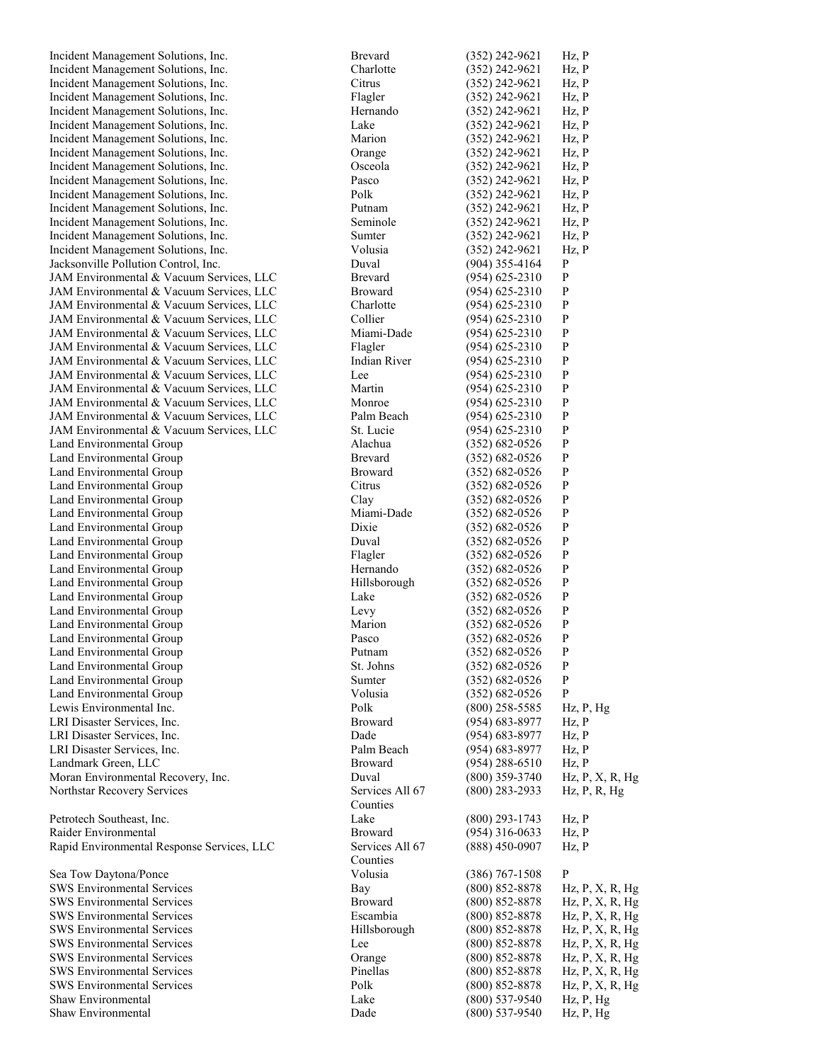| | | | |
|---|---|---|---|
| Incident Management Solutions, Inc. | Brevard | (352) 242-9621 | Hz, P |
| Incident Management Solutions, Inc. | Charlotte | (352) 242-9621 | Hz, P |
| Incident Management Solutions, Inc. | Citrus | (352) 242-9621 | Hz, P |
| Incident Management Solutions, Inc. | Flagler | (352) 242-9621 | Hz, P |
| Incident Management Solutions, Inc. | Hernando | (352) 242-9621 | Hz, P |
| Incident Management Solutions, Inc. | Lake | (352) 242-9621 | Hz, P |
| Incident Management Solutions, Inc. | Marion | (352) 242-9621 | Hz, P |
| Incident Management Solutions, Inc. | Orange | (352) 242-9621 | Hz, P |
| Incident Management Solutions, Inc. | Osceola | (352) 242-9621 | Hz, P |
| Incident Management Solutions, Inc. | Pasco | (352) 242-9621 | Hz, P |
| Incident Management Solutions, Inc. | Polk | (352) 242-9621 | Hz, P |
| Incident Management Solutions, Inc. | Putnam | (352) 242-9621 | Hz, P |
| Incident Management Solutions, Inc. | Seminole | (352) 242-9621 | Hz, P |
| Incident Management Solutions, Inc. | Sumter | (352) 242-9621 | Hz, P |
| Incident Management Solutions, Inc. | Volusia | (352) 242-9621 | Hz, P |
| Jacksonville Pollution Control, Inc. | Duval | (904) 355-4164 | P |
| JAM Environmental & Vacuum Services, LLC | Brevard | (954) 625-2310 | P |
| JAM Environmental & Vacuum Services, LLC | Broward | (954) 625-2310 | P |
| JAM Environmental & Vacuum Services, LLC | Charlotte | (954) 625-2310 | P |
| JAM Environmental & Vacuum Services, LLC | Collier | (954) 625-2310 | P |
| JAM Environmental & Vacuum Services, LLC | Miami-Dade | (954) 625-2310 | P |
| JAM Environmental & Vacuum Services, LLC | Flagler | (954) 625-2310 | P |
| JAM Environmental & Vacuum Services, LLC | Indian River | (954) 625-2310 | P |
| JAM Environmental & Vacuum Services, LLC | Lee | (954) 625-2310 | P |
| JAM Environmental & Vacuum Services, LLC | Martin | (954) 625-2310 | P |
| JAM Environmental & Vacuum Services, LLC | Monroe | (954) 625-2310 | P |
| JAM Environmental & Vacuum Services, LLC | Palm Beach | (954) 625-2310 | P |
| JAM Environmental & Vacuum Services, LLC | St. Lucie | (954) 625-2310 | P |
| Land Environmental Group | Alachua | (352) 682-0526 | P |
| Land Environmental Group | Brevard | (352) 682-0526 | P |
| Land Environmental Group | Broward | (352) 682-0526 | P |
| Land Environmental Group | Citrus | (352) 682-0526 | P |
| Land Environmental Group | Clay | (352) 682-0526 | P |
| Land Environmental Group | Miami-Dade | (352) 682-0526 | P |
| Land Environmental Group | Dixie | (352) 682-0526 | P |
| Land Environmental Group | Duval | (352) 682-0526 | P |
| Land Environmental Group | Flagler | (352) 682-0526 | P |
| Land Environmental Group | Hernando | (352) 682-0526 | P |
| Land Environmental Group | Hillsborough | (352) 682-0526 | P |
| Land Environmental Group | Lake | (352) 682-0526 | P |
| Land Environmental Group | Levy | (352) 682-0526 | P |
| Land Environmental Group | Marion | (352) 682-0526 | P |
| Land Environmental Group | Pasco | (352) 682-0526 | P |
| Land Environmental Group | Putnam | (352) 682-0526 | P |
| Land Environmental Group | St. Johns | (352) 682-0526 | P |
| Land Environmental Group | Sumter | (352) 682-0526 | P |
| Land Environmental Group | Volusia | (352) 682-0526 | P |
| Lewis Environmental Inc. | Polk | (800) 258-5585 | Hz, P, Hg |
| LRI Disaster Services, Inc. | Broward | (954) 683-8977 | Hz, P |
| LRI Disaster Services, Inc. | Dade | (954) 683-8977 | Hz, P |
| LRI Disaster Services, Inc. | Palm Beach | (954) 683-8977 | Hz, P |
| Landmark Green, LLC | Broward | (954) 288-6510 | Hz, P |
| Moran Environmental Recovery, Inc. | Duval | (800) 359-3740 | Hz, P, X, R, Hg |
| Northstar Recovery Services | Services All 67 Counties | (800) 283-2933 | Hz, P, R, Hg |
| Petrotech Southeast, Inc. | Lake | (800) 293-1743 | Hz, P |
| Raider Environmental | Broward | (954) 316-0633 | Hz, P |
| Rapid Environmental Response Services, LLC | Services All 67 Counties | (888) 450-0907 | Hz, P |
| Sea Tow Daytona/Ponce | Volusia | (386) 767-1508 | P |
| SWS Environmental Services | Bay | (800) 852-8878 | Hz, P, X, R, Hg |
| SWS Environmental Services | Broward | (800) 852-8878 | Hz, P, X, R, Hg |
| SWS Environmental Services | Escambia | (800) 852-8878 | Hz, P, X, R, Hg |
| SWS Environmental Services | Hillsborough | (800) 852-8878 | Hz, P, X, R, Hg |
| SWS Environmental Services | Lee | (800) 852-8878 | Hz, P, X, R, Hg |
| SWS Environmental Services | Orange | (800) 852-8878 | Hz, P, X, R, Hg |
| SWS Environmental Services | Pinellas | (800) 852-8878 | Hz, P, X, R, Hg |
| SWS Environmental Services | Polk | (800) 852-8878 | Hz, P, X, R, Hg |
| Shaw Environmental | Lake | (800) 537-9540 | Hz, P, Hg |
| Shaw Environmental | Dade | (800) 537-9540 | Hz, P, Hg |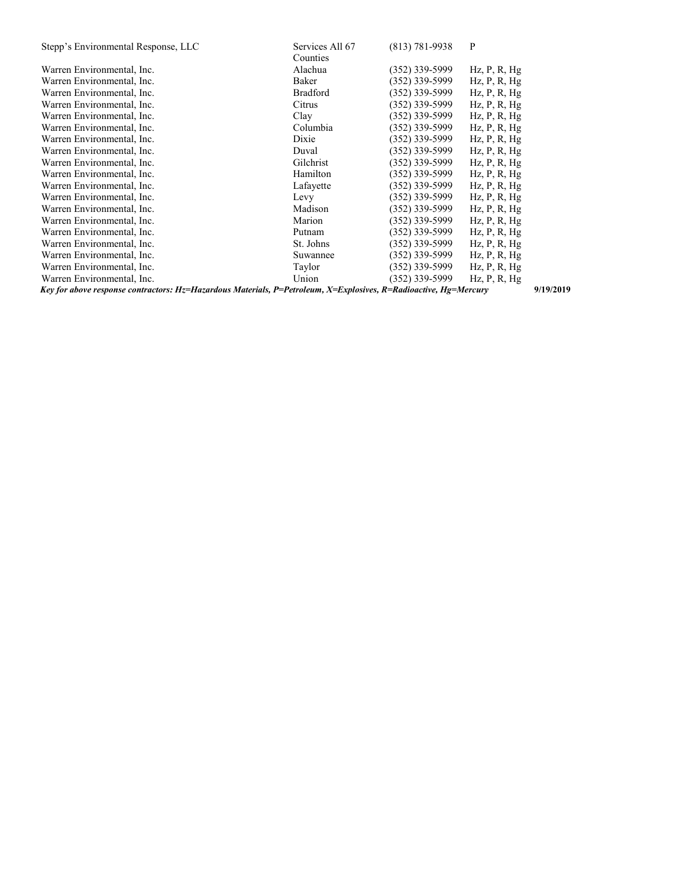| | | | |
|---|---|---|---|
| Stepp's Environmental Response, LLC | Services All 67 Counties | (813) 781-9938 | P |
| Warren Environmental, Inc. | Alachua | (352) 339-5999 | Hz, P, R, Hg |
| Warren Environmental, Inc. | Baker | (352) 339-5999 | Hz, P, R, Hg |
| Warren Environmental, Inc. | Bradford | (352) 339-5999 | Hz, P, R, Hg |
| Warren Environmental, Inc. | Citrus | (352) 339-5999 | Hz, P, R, Hg |
| Warren Environmental, Inc. | Clay | (352) 339-5999 | Hz, P, R, Hg |
| Warren Environmental, Inc. | Columbia | (352) 339-5999 | Hz, P, R, Hg |
| Warren Environmental, Inc. | Dixie | (352) 339-5999 | Hz, P, R, Hg |
| Warren Environmental, Inc. | Duval | (352) 339-5999 | Hz, P, R, Hg |
| Warren Environmental, Inc. | Gilchrist | (352) 339-5999 | Hz, P, R, Hg |
| Warren Environmental, Inc. | Hamilton | (352) 339-5999 | Hz, P, R, Hg |
| Warren Environmental, Inc. | Lafayette | (352) 339-5999 | Hz, P, R, Hg |
| Warren Environmental, Inc. | Levy | (352) 339-5999 | Hz, P, R, Hg |
| Warren Environmental, Inc. | Madison | (352) 339-5999 | Hz, P, R, Hg |
| Warren Environmental, Inc. | Marion | (352) 339-5999 | Hz, P, R, Hg |
| Warren Environmental, Inc. | Putnam | (352) 339-5999 | Hz, P, R, Hg |
| Warren Environmental, Inc. | St. Johns | (352) 339-5999 | Hz, P, R, Hg |
| Warren Environmental, Inc. | Suwannee | (352) 339-5999 | Hz, P, R, Hg |
| Warren Environmental, Inc. | Taylor | (352) 339-5999 | Hz, P, R, Hg |
| Warren Environmental, Inc. | Union | (352) 339-5999 | Hz, P, R, Hg |

***Key for above response contractors: Hz=Hazardous Materials, P=Petroleum, X=Explosives, R=Radioactive, Hg=Mercury*** **9/19/2019**